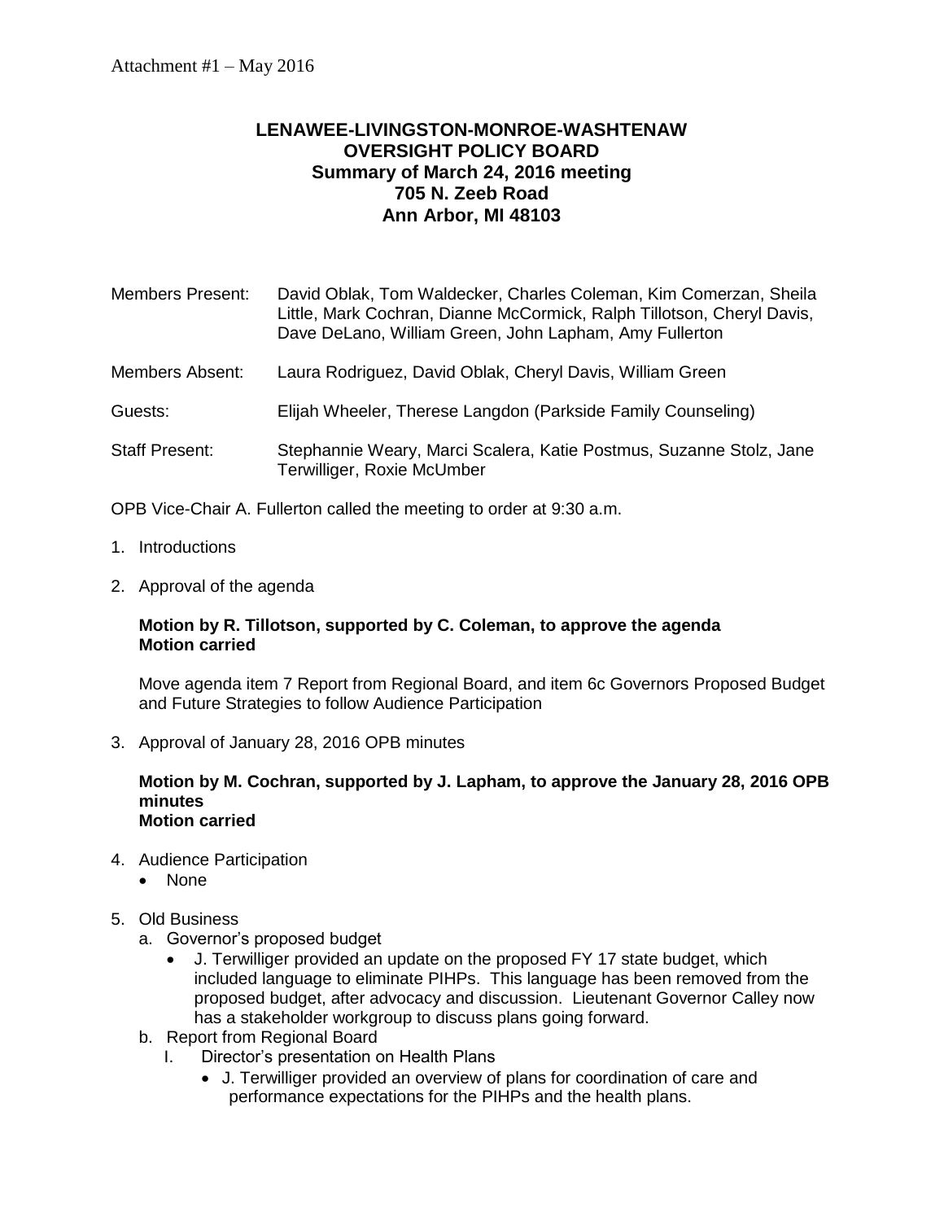Attachment #1 – May 2016

# LENAWEE-LIVINGSTON-MONROE-WASHTENAW OVERSIGHT POLICY BOARD
## Summary of March 24, 2016 meeting
## 705 N. Zeeb Road
## Ann Arbor, MI 48103

Members Present: David Oblak, Tom Waldecker, Charles Coleman, Kim Comerzan, Sheila Little, Mark Cochran, Dianne McCormick, Ralph Tillotson, Cheryl Davis, Dave DeLano, William Green, John Lapham, Amy Fullerton

Members Absent: Laura Rodriguez, David Oblak, Cheryl Davis, William Green

Guests: Elijah Wheeler, Therese Langdon (Parkside Family Counseling)

Staff Present: Stephannie Weary, Marci Scalera, Katie Postmus, Suzanne Stolz, Jane Terwilliger, Roxie McUmber

OPB Vice-Chair A. Fullerton called the meeting to order at 9:30 a.m.

1. Introductions
2. Approval of the agenda

   **Motion by R. Tillotson, supported by C. Coleman, to approve the agenda**
   **Motion carried**

   Move agenda item 7 Report from Regional Board, and item 6c Governors Proposed Budget and Future Strategies to follow Audience Participation

3. Approval of January 28, 2016 OPB minutes

   **Motion by M. Cochran, supported by J. Lapham, to approve the January 28, 2016 OPB minutes**
   **Motion carried**

4. Audience Participation
   - None
5. Old Business
   a. Governor's proposed budget
      - J. Terwilliger provided an update on the proposed FY 17 state budget, which included language to eliminate PIHPs. This language has been removed from the proposed budget, after advocacy and discussion. Lieutenant Governor Calley now has a stakeholder workgroup to discuss plans going forward.

   b. Report from Regional Board
      I. Director's presentation on Health Plans
         - J. Terwilliger provided an overview of plans for coordination of care and performance expectations for the PIHPs and the health plans.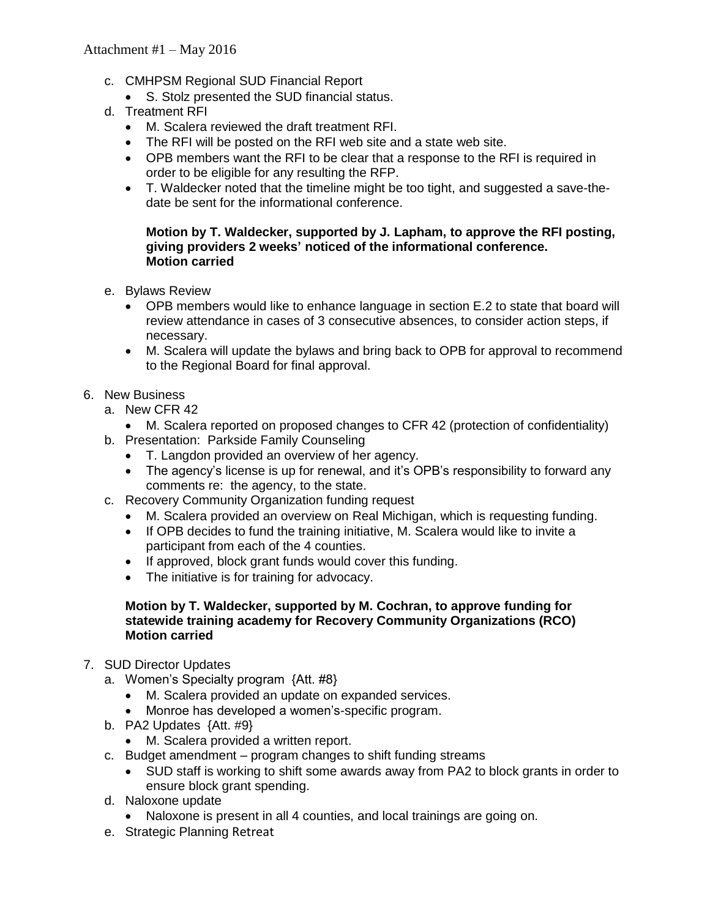c. CMHPSM Regional SUD Financial Report
   - S. Stolz presented the SUD financial status.

d. Treatment RFI
   - M. Scalera reviewed the draft treatment RFI.
   - The RFI will be posted on the RFI web site and a state web site.
   - OPB members want the RFI to be clear that a response to the RFI is required in order to be eligible for any resulting the RFP.
   - T. Waldecker noted that the timeline might be too tight, and suggested a save-the-date be sent for the informational conference.

   **Motion by T. Waldecker, supported by J. Lapham, to approve the RFI posting, giving providers 2 weeks' noticed of the informational conference.**
   **Motion carried**

e. Bylaws Review
   - OPB members would like to enhance language in section E.2 to state that board will review attendance in cases of 3 consecutive absences, to consider action steps, if necessary.
   - M. Scalera will update the bylaws and bring back to OPB for approval to recommend to the Regional Board for final approval.

6. New Business
   a. New CFR 42
      - M. Scalera reported on proposed changes to CFR 42 (protection of confidentiality)
   b. Presentation: Parkside Family Counseling
      - T. Langdon provided an overview of her agency.
      - The agency's license is up for renewal, and it's OPB's responsibility to forward any comments re: the agency, to the state.
   c. Recovery Community Organization funding request
      - M. Scalera provided an overview on Real Michigan, which is requesting funding.
      - If OPB decides to fund the training initiative, M. Scalera would like to invite a participant from each of the 4 counties.
      - If approved, block grant funds would cover this funding.
      - The initiative is for training for advocacy.

      **Motion by T. Waldecker, supported by M. Cochran, to approve funding for statewide training academy for Recovery Community Organizations (RCO)**
      **Motion carried**

7. SUD Director Updates
   a. Women's Specialty program {Att. #8}
      - M. Scalera provided an update on expanded services.
      - Monroe has developed a women's-specific program.
   b. PA2 Updates {Att. #9}
      - M. Scalera provided a written report.
   c. Budget amendment – program changes to shift funding streams
      - SUD staff is working to shift some awards away from PA2 to block grants in order to ensure block grant spending.
   d. Naloxone update
      - Naloxone is present in all 4 counties, and local trainings are going on.
   e. Strategic Planning Retreat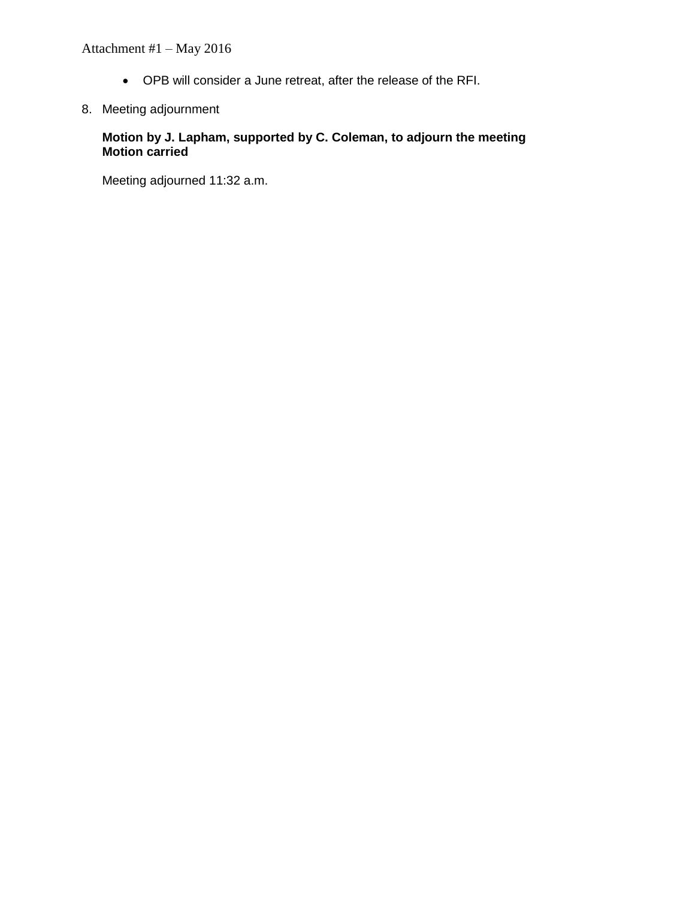- OPB will consider a June retreat, after the release of the RFI.

8. Meeting adjournment

   **Motion by J. Lapham, supported by C. Coleman, to adjourn the meeting**
   **Motion carried**

   Meeting adjourned 11:32 a.m.